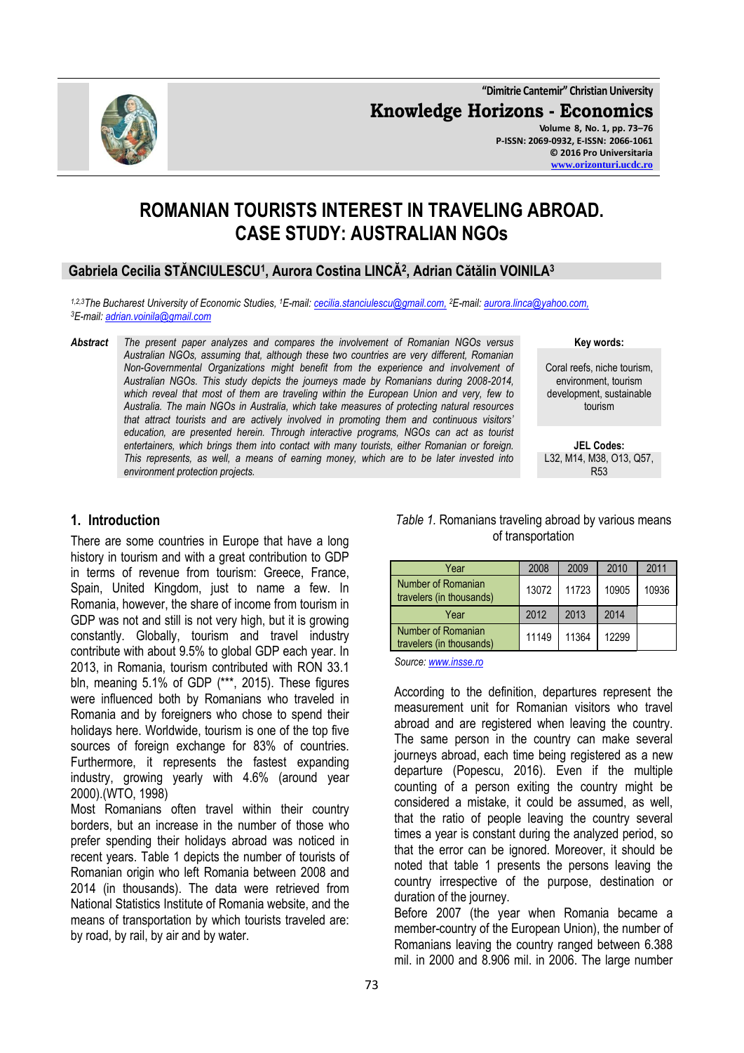# ROMANIAN TOURISTS INTEREST IN TRAVELING ABROAD. CASE STUDY: AUSTRALIAN NGOs

**Gabriela Cecilia STĂNCIULESCU[1], Aurora Costina LINCĂ[2], Adrian Cătălin VOINILA[3]**

*[1,2,3]The Bucharest University of Economic Studies, [1]E-mail: cecilia.stanciulescu@gmail.com, [2]E-mail: aurora.linca@yahoo.com, [3]E-mail: adrian.voinila@gmail.com*

***Abstract*** *The present paper analyzes and compares the involvement of Romanian NGOs versus Australian NGOs, assuming that, although these two countries are very different, Romanian Non-Governmental Organizations might benefit from the experience and involvement of Australian NGOs. This study depicts the journeys made by Romanians during 2008-2014, which reveal that most of them are traveling within the European Union and very, few to Australia. The main NGOs in Australia, which take measures of protecting natural resources that attract tourists and are actively involved in promoting them and continuous visitors' education, are presented herein. Through interactive programs, NGOs can act as tourist entertainers, which brings them into contact with many tourists, either Romanian or foreign. This represents, as well, a means of earning money, which are to be later invested into environment protection projects.*

**Key words:**

Coral reefs, niche tourism, environment, tourism development, sustainable tourism

**JEL Codes:**

L32, M14, M38, O13, Q57, R53

## 1. Introduction

There are some countries in Europe that have a long history in tourism and with a great contribution to GDP in terms of revenue from tourism: Greece, France, Spain, United Kingdom, just to name a few. In Romania, however, the share of income from tourism in GDP was not and still is not very high, but it is growing constantly. Globally, tourism and travel industry contribute with about 9.5% to global GDP each year. In 2013, in Romania, tourism contributed with RON 33.1 bln, meaning 5.1% of GDP (***, 2015). These figures were influenced both by Romanians who traveled in Romania and by foreigners who chose to spend their holidays here. Worldwide, tourism is one of the top five sources of foreign exchange for 83% of countries. Furthermore, it represents the fastest expanding industry, growing yearly with 4.6% (around year 2000).(WTO, 1998)

Most Romanians often travel within their country borders, but an increase in the number of those who prefer spending their holidays abroad was noticed in recent years. Table 1 depicts the number of tourists of Romanian origin who left Romania between 2008 and 2014 (in thousands). The data were retrieved from National Statistics Institute of Romania website, and the means of transportation by which tourists traveled are: by road, by rail, by air and by water.

*Table 1.* Romanians traveling abroad by various means of transportation

| Year | 2008 | 2009 | 2010 | 2011 |
|---|---|---|---|---|
| Number of Romanian travelers (in thousands) | 13072 | 11723 | 10905 | 10936 |
| Year | 2012 | 2013 | 2014 | |
| Number of Romanian travelers (in thousands) | 11149 | 11364 | 12299 | |

*Source: www.insse.ro*

According to the definition, departures represent the measurement unit for Romanian visitors who travel abroad and are registered when leaving the country. The same person in the country can make several journeys abroad, each time being registered as a new departure (Popescu, 2016). Even if the multiple counting of a person exiting the country might be considered a mistake, it could be assumed, as well, that the ratio of people leaving the country several times a year is constant during the analyzed period, so that the error can be ignored. Moreover, it should be noted that table 1 presents the persons leaving the country irrespective of the purpose, destination or duration of the journey.

Before 2007 (the year when Romania became a member-country of the European Union), the number of Romanians leaving the country ranged between 6.388 mil. in 2000 and 8.906 mil. in 2006. The large number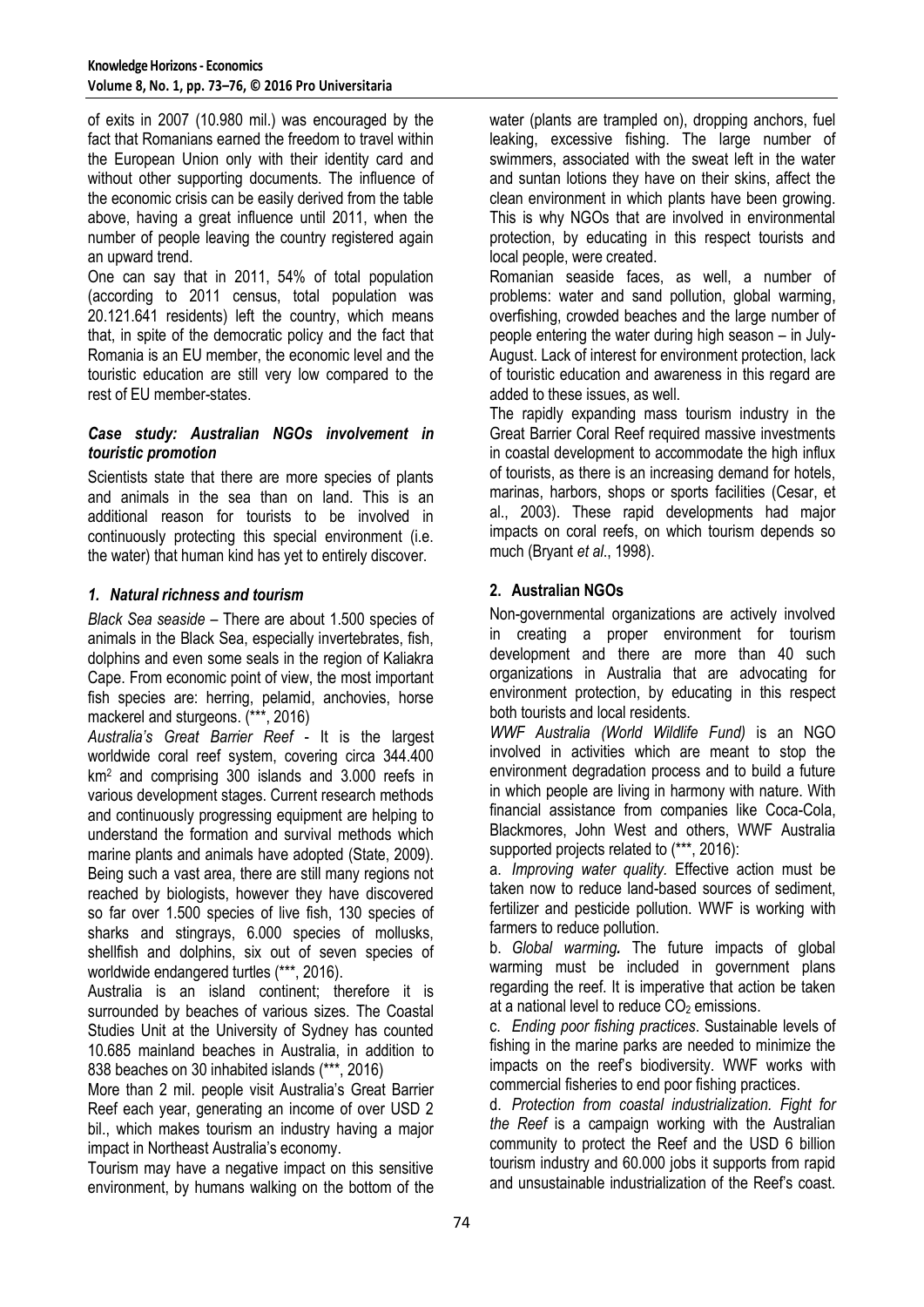of exits in 2007 (10.980 mil.) was encouraged by the fact that Romanians earned the freedom to travel within the European Union only with their identity card and without other supporting documents. The influence of the economic crisis can be easily derived from the table above, having a great influence until 2011, when the number of people leaving the country registered again an upward trend.

One can say that in 2011, 54% of total population (according to 2011 census, total population was 20.121.641 residents) left the country, which means that, in spite of the democratic policy and the fact that Romania is an EU member, the economic level and the touristic education are still very low compared to the rest of EU member-states.

### *Case study: Australian NGOs involvement in touristic promotion*

Scientists state that there are more species of plants and animals in the sea than on land. This is an additional reason for tourists to be involved in continuously protecting this special environment (i.e. the water) that human kind has yet to entirely discover.

### *1. Natural richness and tourism*

*Black Sea seaside* – There are about 1.500 species of animals in the Black Sea, especially invertebrates, fish, dolphins and even some seals in the region of Kaliakra Cape. From economic point of view, the most important fish species are: herring, pelamid, anchovies, horse mackerel and sturgeons. (***, 2016)

*Australia's Great Barrier Reef* - It is the largest worldwide coral reef system, covering circa 344.400 km$^2$ and comprising 300 islands and 3.000 reefs in various development stages. Current research methods and continuously progressing equipment are helping to understand the formation and survival methods which marine plants and animals have adopted (State, 2009). Being such a vast area, there are still many regions not reached by biologists, however they have discovered so far over 1.500 species of live fish, 130 species of sharks and stingrays, 6.000 species of mollusks, shellfish and dolphins, six out of seven species of worldwide endangered turtles (***, 2016).

Australia is an island continent; therefore it is surrounded by beaches of various sizes. The Coastal Studies Unit at the University of Sydney has counted 10.685 mainland beaches in Australia, in addition to 838 beaches on 30 inhabited islands (***, 2016)

More than 2 mil. people visit Australia's Great Barrier Reef each year, generating an income of over USD 2 bil., which makes tourism an industry having a major impact in Northeast Australia's economy.

Tourism may have a negative impact on this sensitive environment, by humans walking on the bottom of the water (plants are trampled on), dropping anchors, fuel leaking, excessive fishing. The large number of swimmers, associated with the sweat left in the water and suntan lotions they have on their skins, affect the clean environment in which plants have been growing. This is why NGOs that are involved in environmental protection, by educating in this respect tourists and local people, were created.

Romanian seaside faces, as well, a number of problems: water and sand pollution, global warming, overfishing, crowded beaches and the large number of people entering the water during high season – in July-August. Lack of interest for environment protection, lack of touristic education and awareness in this regard are added to these issues, as well.

The rapidly expanding mass tourism industry in the Great Barrier Coral Reef required massive investments in coastal development to accommodate the high influx of tourists, as there is an increasing demand for hotels, marinas, harbors, shops or sports facilities (Cesar, et al., 2003). These rapid developments had major impacts on coral reefs, on which tourism depends so much (Bryant *et al*., 1998).

### 2. Australian NGOs

Non-governmental organizations are actively involved in creating a proper environment for tourism development and there are more than 40 such organizations in Australia that are advocating for environment protection, by educating in this respect both tourists and local residents.

*WWF Australia (World Wildlife Fund)* is an NGO involved in activities which are meant to stop the environment degradation process and to build a future in which people are living in harmony with nature. With financial assistance from companies like Coca-Cola, Blackmores, John West and others, WWF Australia supported projects related to (***, 2016):

a. *Improving water quality*. Effective action must be taken now to reduce land-based sources of sediment, fertilizer and pesticide pollution. WWF is working with farmers to reduce pollution.

b. *Global warming***.** The future impacts of global warming must be included in government plans regarding the reef. It is imperative that action be taken at a national level to reduce $CO_2$ emissions.

c. *Ending poor fishing practices*. Sustainable levels of fishing in the marine parks are needed to minimize the impacts on the reef's biodiversity. WWF works with commercial fisheries to end poor fishing practices.

d. *Protection from coastal industrialization. Fight for the Reef* is a campaign working with the Australian community to protect the Reef and the USD 6 billion tourism industry and 60.000 jobs it supports from rapid and unsustainable industrialization of the Reef's coast.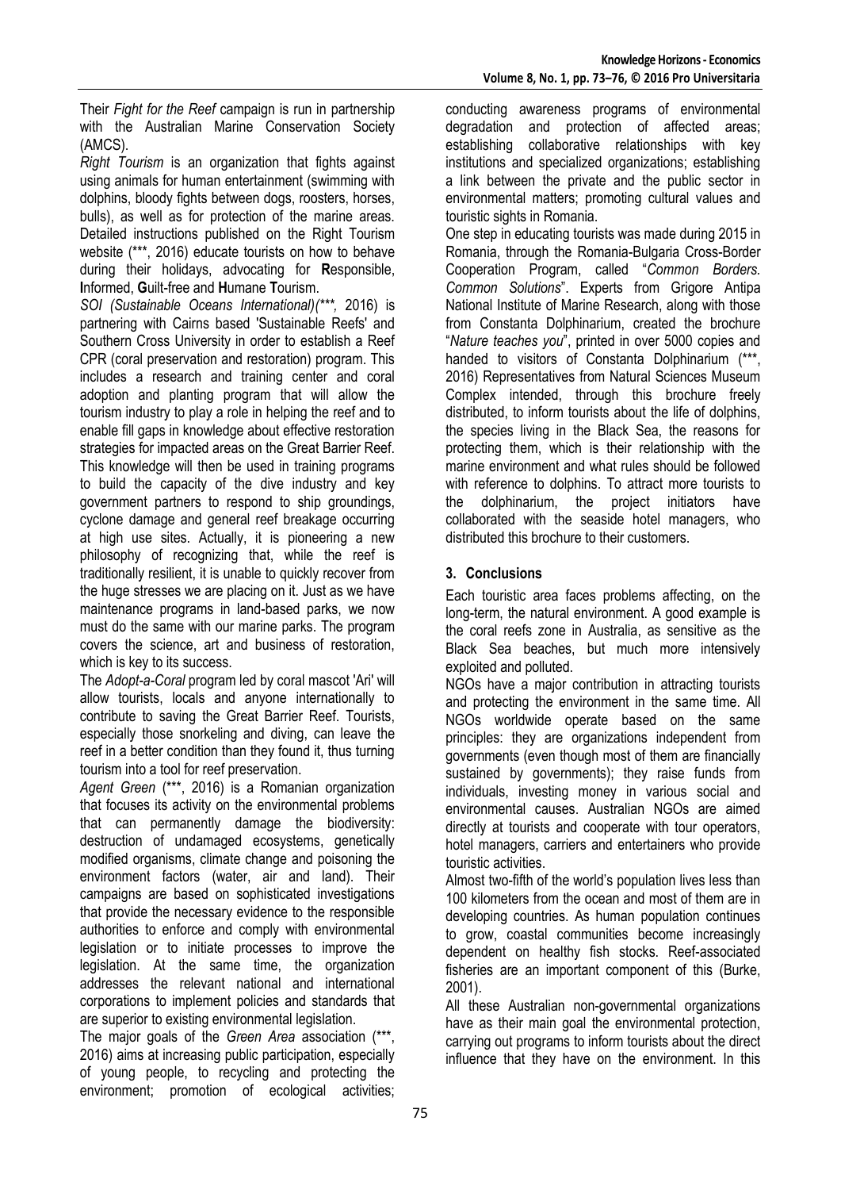Their *Fight for the Reef* campaign is run in partnership with the Australian Marine Conservation Society (AMCS).

*Right Tourism* is an organization that fights against using animals for human entertainment (swimming with dolphins, bloody fights between dogs, roosters, horses, bulls), as well as for protection of the marine areas. Detailed instructions published on the Right Tourism website (***, 2016) educate tourists on how to behave during their holidays, advocating for **R**esponsible, **I**nformed, **G**uilt-free and **H**umane **T**ourism.

*SOI (Sustainable Oceans International)(***,* 2016) is partnering with Cairns based 'Sustainable Reefs' and Southern Cross University in order to establish a Reef CPR (coral preservation and restoration) program. This includes a research and training center and coral adoption and planting program that will allow the tourism industry to play a role in helping the reef and to enable fill gaps in knowledge about effective restoration strategies for impacted areas on the Great Barrier Reef. This knowledge will then be used in training programs to build the capacity of the dive industry and key government partners to respond to ship groundings, cyclone damage and general reef breakage occurring at high use sites. Actually, it is pioneering a new philosophy of recognizing that, while the reef is traditionally resilient, it is unable to quickly recover from the huge stresses we are placing on it. Just as we have maintenance programs in land-based parks, we now must do the same with our marine parks. The program covers the science, art and business of restoration, which is key to its success.

The *Adopt-a-Coral* program led by coral mascot 'Ari' will allow tourists, locals and anyone internationally to contribute to saving the Great Barrier Reef. Tourists, especially those snorkeling and diving, can leave the reef in a better condition than they found it, thus turning tourism into a tool for reef preservation.

*Agent Green* (***, 2016) is a Romanian organization that focuses its activity on the environmental problems that can permanently damage the biodiversity: destruction of undamaged ecosystems, genetically modified organisms, climate change and poisoning the environment factors (water, air and land). Their campaigns are based on sophisticated investigations that provide the necessary evidence to the responsible authorities to enforce and comply with environmental legislation or to initiate processes to improve the legislation. At the same time, the organization addresses the relevant national and international corporations to implement policies and standards that are superior to existing environmental legislation.

The major goals of the *Green Area* association (***, 2016) aims at increasing public participation, especially of young people, to recycling and protecting the environment; promotion of ecological activities; conducting awareness programs of environmental degradation and protection of affected areas; establishing collaborative relationships with key institutions and specialized organizations; establishing a link between the private and the public sector in environmental matters; promoting cultural values and touristic sights in Romania.

One step in educating tourists was made during 2015 in Romania, through the Romania-Bulgaria Cross-Border Cooperation Program, called "*Common Borders. Common Solutions*". Experts from Grigore Antipa National Institute of Marine Research, along with those from Constanta Dolphinarium, created the brochure "*Nature teaches you*", printed in over 5000 copies and handed to visitors of Constanta Dolphinarium (***, 2016) Representatives from Natural Sciences Museum Complex intended, through this brochure freely distributed, to inform tourists about the life of dolphins, the species living in the Black Sea, the reasons for protecting them, which is their relationship with the marine environment and what rules should be followed with reference to dolphins. To attract more tourists to the dolphinarium, the project initiators have collaborated with the seaside hotel managers, who distributed this brochure to their customers.

## 3. Conclusions

Each touristic area faces problems affecting, on the long-term, the natural environment. A good example is the coral reefs zone in Australia, as sensitive as the Black Sea beaches, but much more intensively exploited and polluted.

NGOs have a major contribution in attracting tourists and protecting the environment in the same time. All NGOs worldwide operate based on the same principles: they are organizations independent from governments (even though most of them are financially sustained by governments); they raise funds from individuals, investing money in various social and environmental causes. Australian NGOs are aimed directly at tourists and cooperate with tour operators, hotel managers, carriers and entertainers who provide touristic activities.

Almost two-fifth of the world's population lives less than 100 kilometers from the ocean and most of them are in developing countries. As human population continues to grow, coastal communities become increasingly dependent on healthy fish stocks. Reef-associated fisheries are an important component of this (Burke, 2001).

All these Australian non-governmental organizations have as their main goal the environmental protection, carrying out programs to inform tourists about the direct influence that they have on the environment. In this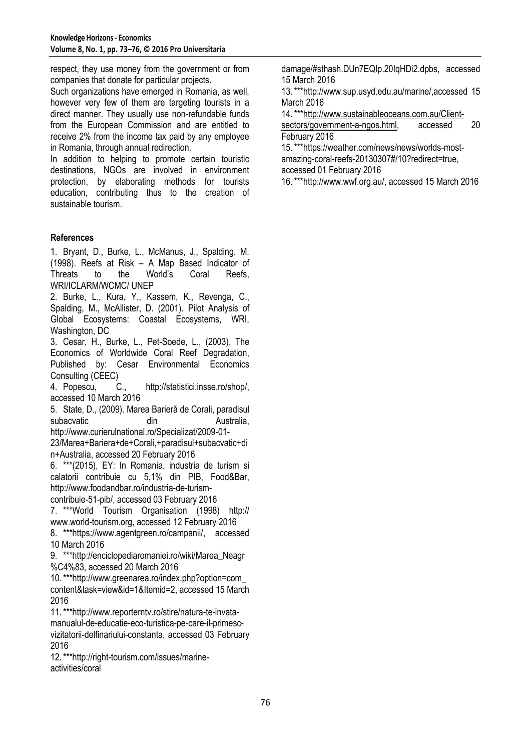respect, they use money from the government or from companies that donate for particular projects.

Such organizations have emerged in Romania, as well, however very few of them are targeting tourists in a direct manner. They usually use non-refundable funds from the European Commission and are entitled to receive 2% from the income tax paid by any employee in Romania, through annual redirection.

In addition to helping to promote certain touristic destinations, NGOs are involved in environment protection, by elaborating methods for tourists education, contributing thus to the creation of sustainable tourism.

## References

1. Bryant, D., Burke, L., McManus, J., Spalding, M. (1998). Reefs at Risk – A Map Based Indicator of Threats to the World's Coral Reefs, WRI/ICLARM/WCMC/ UNEP
2. Burke, L., Kura, Y., Kassem, K., Revenga, C., Spalding, M., McAllister, D. (2001). Pilot Analysis of Global Ecosystems: Coastal Ecosystems, WRI, Washington, DC
3. Cesar, H., Burke, L., Pet-Soede, L., (2003), The Economics of Worldwide Coral Reef Degradation, Published by: Cesar Environmental Economics Consulting (CEEC)
4. Popescu, C., http://statistici.insse.ro/shop/, accessed 10 March 2016
5. State, D., (2009). Marea Barieră de Corali, paradisul subacvatic din Australia, http://www.curierulnational.ro/Specializat/2009-01-23/Marea+Bariera+de+Corali,+paradisul+subacvatic+din+Australia, accessed 20 February 2016
6. ***(2015), EY: In Romania, industria de turism si calatorii contribuie cu 5,1% din PIB, Food&Bar, http://www.foodandbar.ro/industria-de-turism-contribuie-51-pib/, accessed 03 February 2016
7. ***World Tourism Organisation (1998) http:// www.world-tourism.org, accessed 12 February 2016
8. ***https://www.agentgreen.ro/campanii/, accessed 10 March 2016
9. ***http://enciclopediaromaniei.ro/wiki/Marea_Neagr%C4%83, accessed 20 March 2016
10. ***http://www.greenarea.ro/index.php?option=com_content&task=view&id=1&Itemid=2, accessed 15 March 2016
11. ***http://www.reporterntv.ro/stire/natura-te-invata-manualul-de-educatie-eco-turistica-pe-care-il-primesc-vizitatorii-delfinariului-constanta, accessed 03 February 2016
12. ***http://right-tourism.com/issues/marine-activities/coral damage/#sthash.DUn7EQIp.20IqHDi2.dpbs, accessed 15 March 2016
13. ***http://www.sup.usyd.edu.au/marine/,accessed 15 March 2016
14. ***http://www.sustainableoceans.com.au/Client-sectors/government-a-ngos.html, accessed 20 February 2016
15. ***https://weather.com/news/news/worlds-most-amazing-coral-reefs-20130307#/10?redirect=true, accessed 01 February 2016
16. ***http://www.wwf.org.au/, accessed 15 March 2016